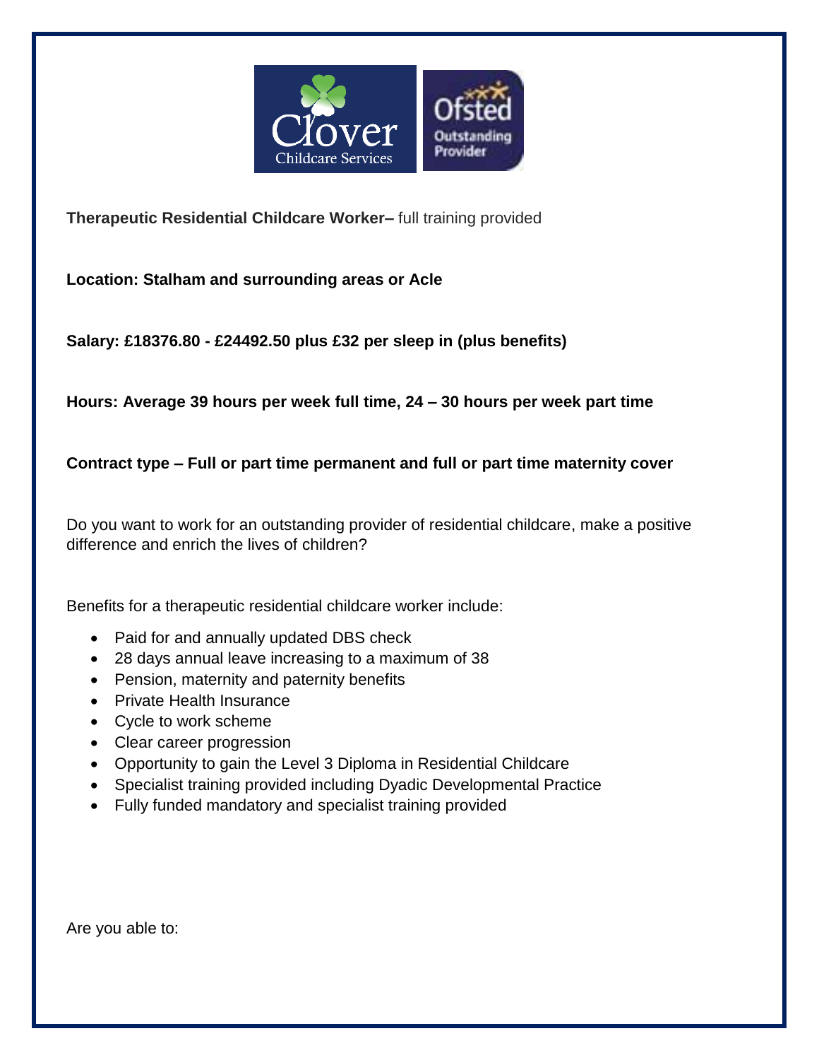**Therapeutic Residential Childcare Worker–** full training provided

**Location: Stalham and surrounding areas or Acle**

**Salary: £18376.80 - £24492.50 plus £32 per sleep in (plus benefits)**

**Hours: Average 39 hours per week full time, 24 – 30 hours per week part time**

**Contract type – Full or part time permanent and full or part time maternity cover**

Do you want to work for an outstanding provider of residential childcare, make a positive difference and enrich the lives of children?

Benefits for a therapeutic residential childcare worker include:

- Paid for and annually updated DBS check
- 28 days annual leave increasing to a maximum of 38
- Pension, maternity and paternity benefits
- Private Health Insurance
- Cycle to work scheme
- Clear career progression
- Opportunity to gain the Level 3 Diploma in Residential Childcare
- Specialist training provided including Dyadic Developmental Practice
- Fully funded mandatory and specialist training provided

Are you able to: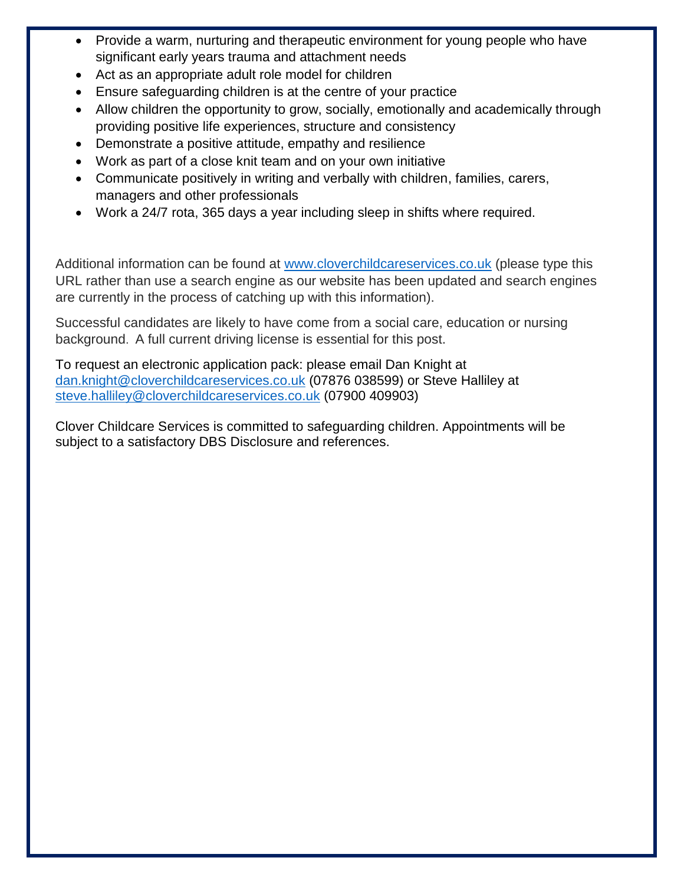- Provide a warm, nurturing and therapeutic environment for young people who have significant early years trauma and attachment needs
- Act as an appropriate adult role model for children
- Ensure safeguarding children is at the centre of your practice
- Allow children the opportunity to grow, socially, emotionally and academically through providing positive life experiences, structure and consistency
- Demonstrate a positive attitude, empathy and resilience
- Work as part of a close knit team and on your own initiative
- Communicate positively in writing and verbally with children, families, carers, managers and other professionals
- Work a 24/7 rota, 365 days a year including sleep in shifts where required.

Additional information can be found at www.cloverchildcareservices.co.uk (please type this URL rather than use a search engine as our website has been updated and search engines are currently in the process of catching up with this information).

Successful candidates are likely to have come from a social care, education or nursing background. A full current driving license is essential for this post.

To request an electronic application pack: please email Dan Knight at dan.knight@cloverchildcareservices.co.uk (07876 038599) or Steve Halliley at steve.halliley@cloverchildcareservices.co.uk (07900 409903)

Clover Childcare Services is committed to safeguarding children. Appointments will be subject to a satisfactory DBS Disclosure and references.